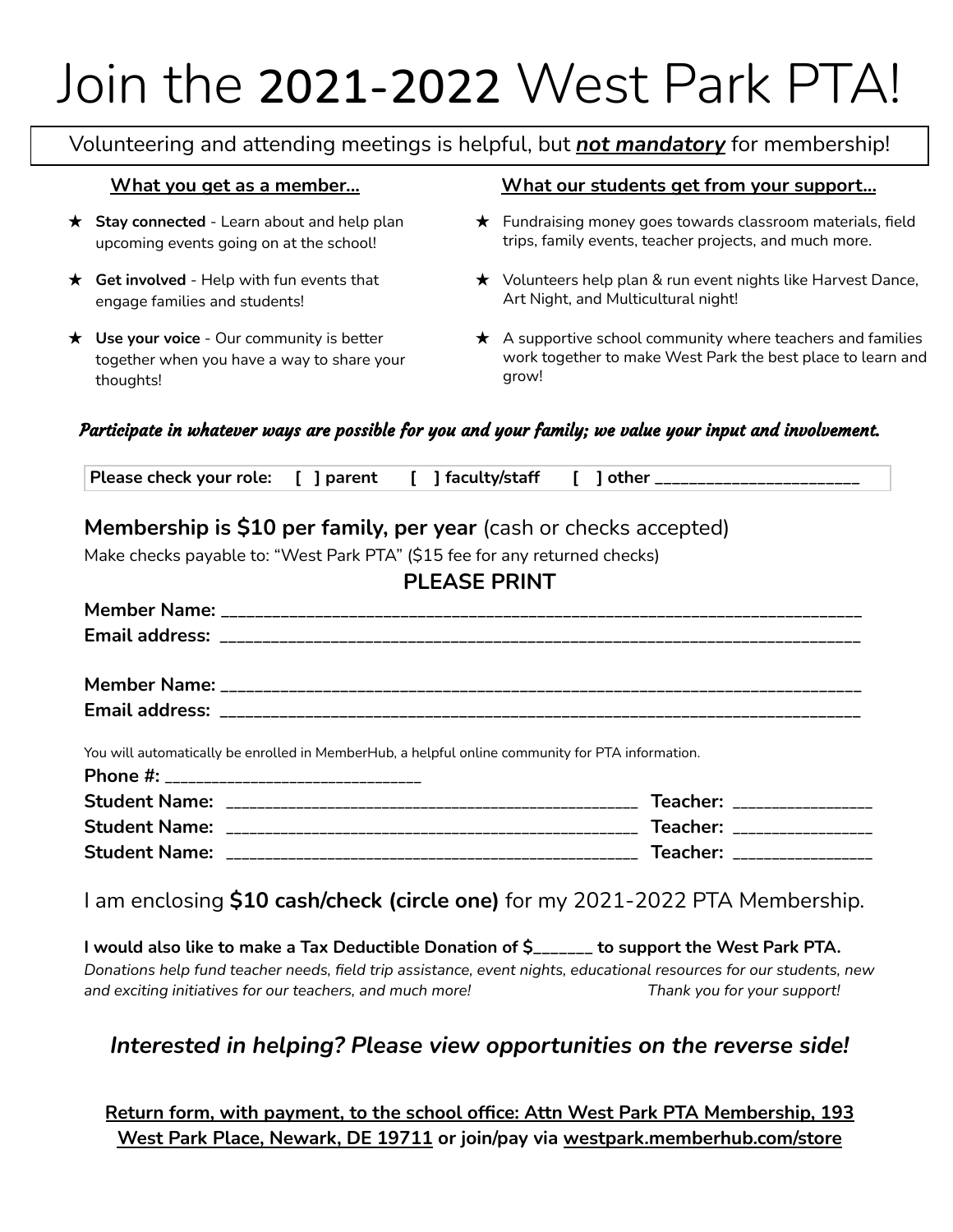# Join the **2021-2022** West Park PTA!

Volunteering and attending meetings is helpful, but ***not mandatory*** for membership!

**What you get as a member...**

- ★ **Stay connected** - Learn about and help plan upcoming events going on at the school!
- ★ **Get involved** - Help with fun events that engage families and students!
- ★ **Use your voice** - Our community is better together when you have a way to share your thoughts!

**What our students get from your support...**

- ★ Fundraising money goes towards classroom materials, field trips, family events, teacher projects, and much more.
- ★ Volunteers help plan & run event nights like Harvest Dance, Art Night, and Multicultural night!
- ★ A supportive school community where teachers and families work together to make West Park the best place to learn and grow!

***Participate in whatever ways are possible for you and your family; we value your input and involvement.***

**Please check your role: [ ] parent [ ] faculty/staff [ ] other ________________________**

**Membership is $10 per family, per year** (cash or checks accepted)

Make checks payable to: "West Park PTA" ($15 fee for any returned checks)

**PLEASE PRINT**

**Member Name:** ________________________________________________________________________

**Email address:** ________________________________________________________________________

**Member Name:** ________________________________________________________________________

**Email address:** ________________________________________________________________________

You will automatically be enrolled in MemberHub, a helpful online community for PTA information.

**Phone #:** ____________________________

**Student Name:** _______________________________________________ **Teacher:** ________________

**Student Name:** _______________________________________________ **Teacher:** ________________

**Student Name:** _______________________________________________ **Teacher:** ________________

I am enclosing **$10 cash/check (circle one)** for my 2021-2022 PTA Membership.

**I would also like to make a Tax Deductible Donation of $_______ to support the West Park PTA.**

*Donations help fund teacher needs, field trip assistance, event nights, educational resources for our students, new and exciting initiatives for our teachers, and much more! Thank you for your support!*

***Interested in helping? Please view opportunities on the reverse side!***

**Return form, with payment, to the school office: Attn West Park PTA Membership, 193 West Park Place, Newark, DE 19711 or join/pay via westpark.memberhub.com/store**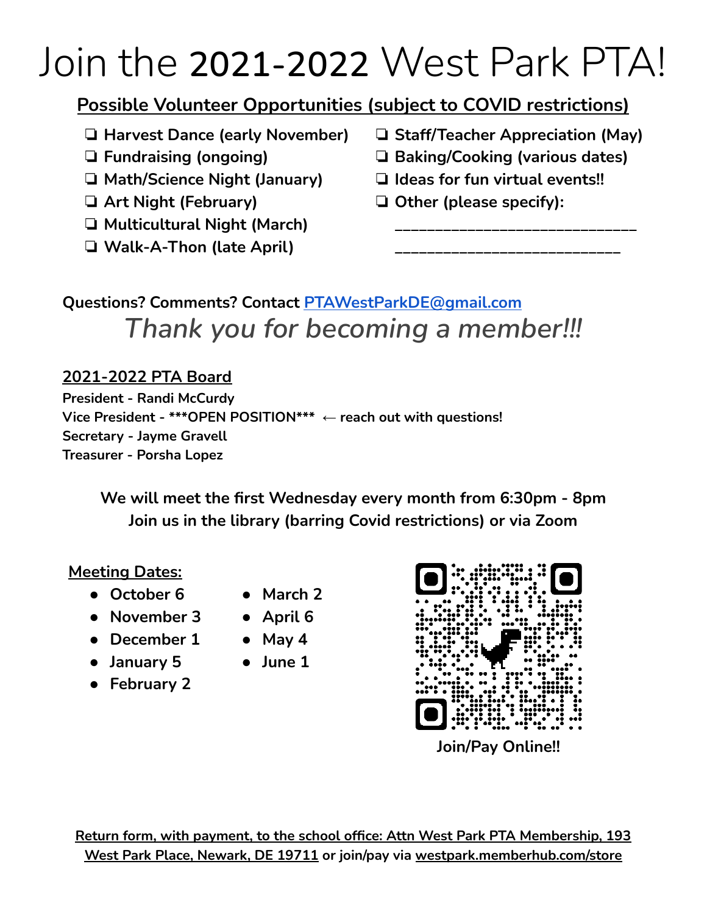# Join the **2021-2022** West Park PTA!

**Possible Volunteer Opportunities (subject to COVID restrictions)**

- ❏ **Harvest Dance (early November)**
- ❏ **Fundraising (ongoing)**
- ❏ **Math/Science Night (January)**
- ❏ **Art Night (February)**
- ❏ **Multicultural Night (March)**
- ❏ **Walk-A-Thon (late April)**
- ❏ **Staff/Teacher Appreciation (May)**
- ❏ **Baking/Cooking (various dates)**
- ❏ **Ideas for fun virtual events!!**
- ❏ **Other (please specify):**

  ______________________________

  ____________________________

**Questions? Comments? Contact PTAWestParkDE@gmail.com**

***Thank you for becoming a member!!!***

**2021-2022 PTA Board**

**President - Randi McCurdy**
**Vice President - ***OPEN POSITION*** ← reach out with questions!**
**Secretary - Jayme Gravell**
**Treasurer - Porsha Lopez**

**We will meet the first Wednesday every month from 6:30pm - 8pm**
**Join us in the library (barring Covid restrictions) or via Zoom**

**Meeting Dates:**

- **October 6**
- **November 3**
- **December 1**
- **January 5**
- **February 2**
- **March 2**
- **April 6**
- **May 4**
- **June 1**

**Join/Pay Online!!**

**Return form, with payment, to the school office: Attn West Park PTA Membership, 193 West Park Place, Newark, DE 19711 or join/pay via westpark.memberhub.com/store**